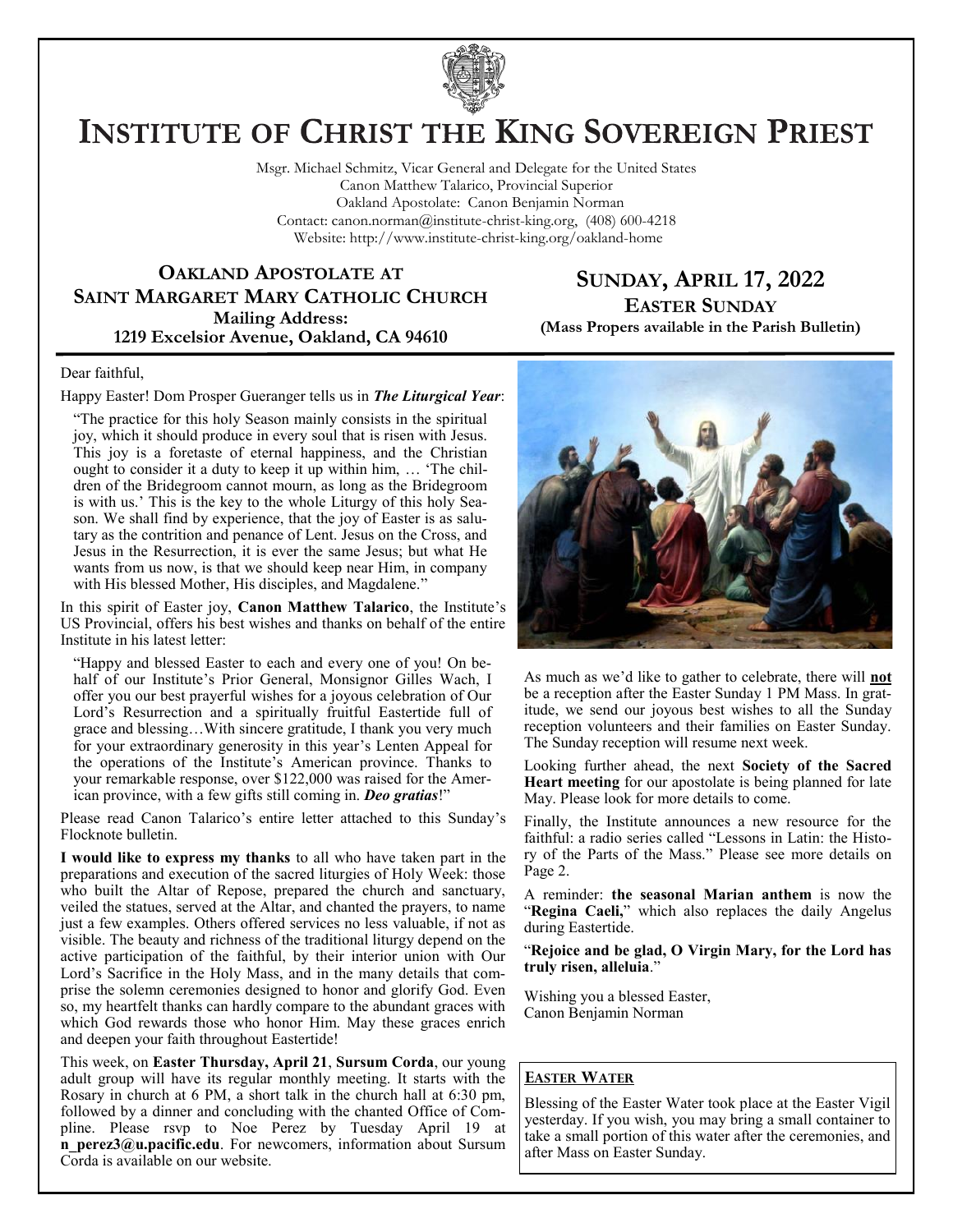# Institute of Christ the King Sovereign Priest

Msgr. Michael Schmitz, Vicar General and Delegate for the United States
Canon Matthew Talarico, Provincial Superior
Oakland Apostolate: Canon Benjamin Norman
Contact: canon.norman@institute-christ-king.org, (408) 600-4218
Website: http://www.institute-christ-king.org/oakland-home

## Oakland Apostolate at Saint Margaret Mary Catholic Church

**Mailing Address:**
**1219 Excelsior Avenue, Oakland, CA 94610**

## Sunday, April 17, 2022

### Easter Sunday

**(Mass Propers available in the Parish Bulletin)**

Dear faithful,

Happy Easter! Dom Prosper Gueranger tells us in ***The Liturgical Year***:

> "The practice for this holy Season mainly consists in the spiritual joy, which it should produce in every soul that is risen with Jesus. This joy is a foretaste of eternal happiness, and the Christian ought to consider it a duty to keep it up within him, … 'The children of the Bridegroom cannot mourn, as long as the Bridegroom is with us.' This is the key to the whole Liturgy of this holy Season. We shall find by experience, that the joy of Easter is as salutary as the contrition and penance of Lent. Jesus on the Cross, and Jesus in the Resurrection, it is ever the same Jesus; but what He wants from us now, is that we should keep near Him, in company with His blessed Mother, His disciples, and Magdalene."

In this spirit of Easter joy, **Canon Matthew Talarico**, the Institute's US Provincial, offers his best wishes and thanks on behalf of the entire Institute in his latest letter:

> "Happy and blessed Easter to each and every one of you! On behalf of our Institute's Prior General, Monsignor Gilles Wach, I offer you our best prayerful wishes for a joyous celebration of Our Lord's Resurrection and a spiritually fruitful Eastertide full of grace and blessing…With sincere gratitude, I thank you very much for your extraordinary generosity in this year's Lenten Appeal for the operations of the Institute's American province. Thanks to your remarkable response, over $122,000 was raised for the American province, with a few gifts still coming in. ***Deo gratias***!"

Please read Canon Talarico's entire letter attached to this Sunday's Flocknote bulletin.

**I would like to express my thanks** to all who have taken part in the preparations and execution of the sacred liturgies of Holy Week: those who built the Altar of Repose, prepared the church and sanctuary, veiled the statues, served at the Altar, and chanted the prayers, to name just a few examples. Others offered services no less valuable, if not as visible. The beauty and richness of the traditional liturgy depend on the active participation of the faithful, by their interior union with Our Lord's Sacrifice in the Holy Mass, and in the many details that comprise the solemn ceremonies designed to honor and glorify God. Even so, my heartfelt thanks can hardly compare to the abundant graces with which God rewards those who honor Him. May these graces enrich and deepen your faith throughout Eastertide!

This week, on **Easter Thursday, April 21**, **Sursum Corda**, our young adult group will have its regular monthly meeting. It starts with the Rosary in church at 6 PM, a short talk in the church hall at 6:30 pm, followed by a dinner and concluding with the chanted Office of Compline. Please rsvp to Noe Perez by Tuesday April 19 at **n_perez3@u.pacific.edu**. For newcomers, information about Sursum Corda is available on our website.

As much as we'd like to gather to celebrate, there will **not** be a reception after the Easter Sunday 1 PM Mass. In gratitude, we send our joyous best wishes to all the Sunday reception volunteers and their families on Easter Sunday. The Sunday reception will resume next week.

Looking further ahead, the next **Society of the Sacred Heart meeting** for our apostolate is being planned for late May. Please look for more details to come.

Finally, the Institute announces a new resource for the faithful: a radio series called "Lessons in Latin: the History of the Parts of the Mass." Please see more details on Page 2.

A reminder: **the seasonal Marian anthem** is now the "**Regina Caeli,**" which also replaces the daily Angelus during Eastertide.

"**Rejoice and be glad, O Virgin Mary, for the Lord has truly risen, alleluia**."

Wishing you a blessed Easter,
Canon Benjamin Norman

### Easter Water

Blessing of the Easter Water took place at the Easter Vigil yesterday. If you wish, you may bring a small container to take a small portion of this water after the ceremonies, and after Mass on Easter Sunday.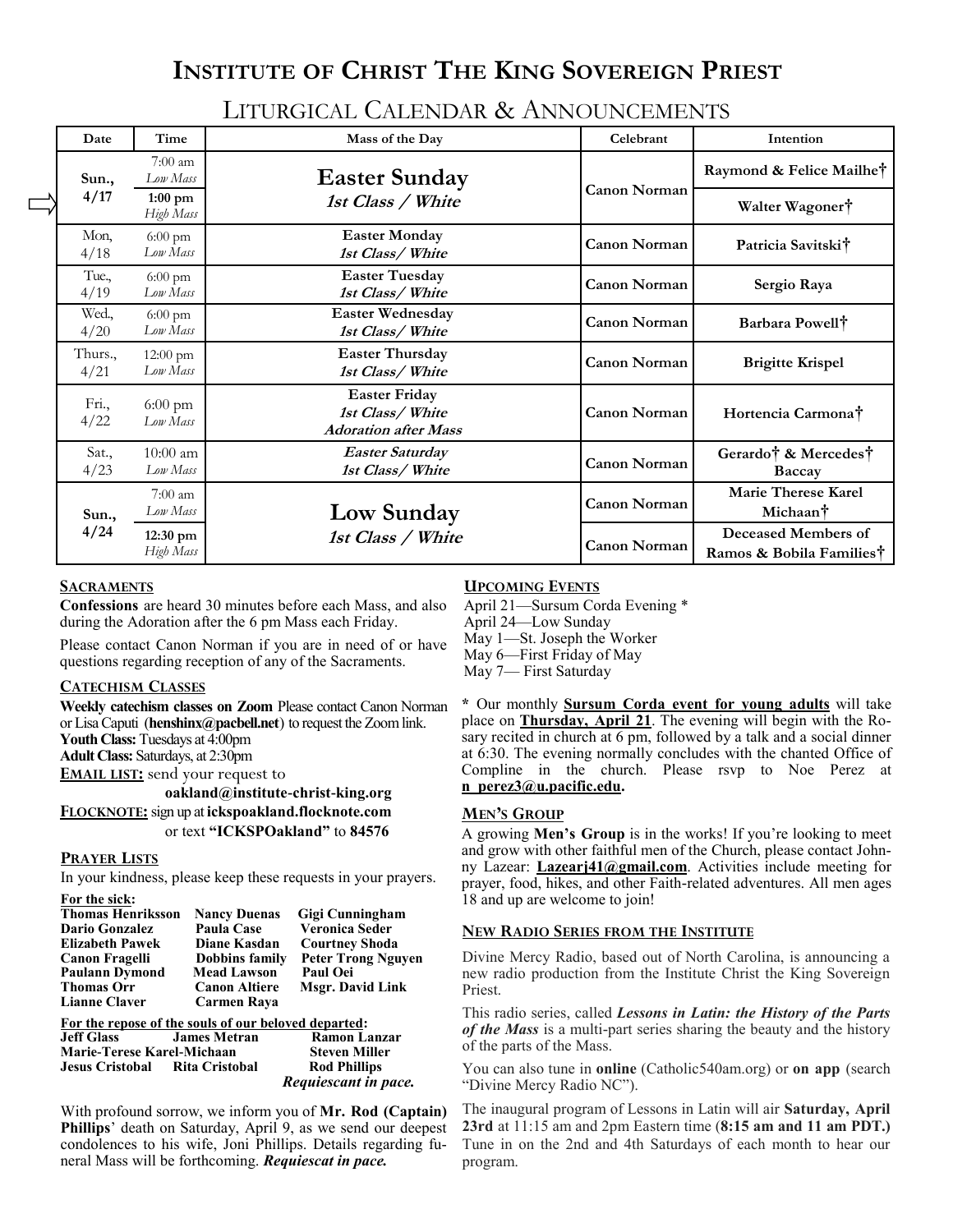# Institute of Christ The King Sovereign Priest

## Liturgical Calendar & Announcements

| Date | Time | Mass of the Day | Celebrant | Intention |
|---|---|---|---|---|
| **Sun., 4/17** | 7:00 am *Low Mass* | **Easter Sunday** *1st Class / White* | Canon Norman | Raymond & Felice Mailhe† |
| | **1:00 pm** *High Mass* | | | Walter Wagoner† |
| Mon, 4/18 | 6:00 pm *Low Mass* | **Easter Monday** *1st Class/ White* | Canon Norman | Patricia Savitski† |
| Tue., 4/19 | 6:00 pm *Low Mass* | **Easter Tuesday** *1st Class/ White* | Canon Norman | Sergio Raya |
| Wed., 4/20 | 6:00 pm *Low Mass* | **Easter Wednesday** *1st Class/ White* | Canon Norman | Barbara Powell† |
| Thurs., 4/21 | 12:00 pm *Low Mass* | **Easter Thursday** *1st Class/ White* | Canon Norman | Brigitte Krispel |
| Fri., 4/22 | 6:00 pm *Low Mass* | **Easter Friday** *1st Class/ White* *Adoration after Mass* | Canon Norman | Hortencia Carmona† |
| Sat., 4/23 | 10:00 am *Low Mass* | ***Easter Saturday*** *1st Class/ White* | Canon Norman | Gerardo† & Mercedes† Baccay |
| **Sun., 4/24** | 7:00 am *Low Mass* | **Low Sunday** *1st Class / White* | Canon Norman | Marie Therese Karel Michaan† |
| | **12:30 pm** *High Mass* | | Canon Norman | Deceased Members of Ramos & Bobila Families† |

### Sacraments

**Confessions** are heard 30 minutes before each Mass, and also during the Adoration after the 6 pm Mass each Friday.

Please contact Canon Norman if you are in need of or have questions regarding reception of any of the Sacraments.

### Catechism Classes

**Weekly catechism classes on Zoom** Please contact Canon Norman or Lisa Caputi (**henshinx@pacbell.net**) to request the Zoom link.
**Youth Class:** Tuesdays at 4:00pm
**Adult Class:** Saturdays, at 2:30pm

**Email list:** send your request to **oakland@institute-christ-king.org**

**Flocknote:** sign up at **ickspoakland.flocknote.com** or text **"ICKSPOakland"** to **84576**

### Prayer Lists

In your kindness, please keep these requests in your prayers.

**For the sick:**

| | | |
|---|---|---|
| **Thomas Henriksson** | **Nancy Duenas** | **Gigi Cunningham** |
| **Dario Gonzalez** | **Paula Case** | **Veronica Seder** |
| **Elizabeth Pawek** | **Diane Kasdan** | **Courtney Shoda** |
| **Canon Fragelli** | **Dobbins family** | **Peter Trong Nguyen** |
| **Paulann Dymond** | **Mead Lawson** | **Paul Oei** |
| **Thomas Orr** | **Canon Altiere** | **Msgr. David Link** |
| **Lianne Claver** | **Carmen Raya** | |

**For the repose of the souls of our beloved departed:**

| | | |
|---|---|---|
| **Jeff Glass** | **James Metran** | **Ramon Lanzar** |
| **Marie-Terese Karel-Michaan** | | **Steven Miller** |
| **Jesus Cristobal** | **Rita Cristobal** | **Rod Phillips** |

***Requiescant in pace.***

With profound sorrow, we inform you of **Mr. Rod (Captain) Phillips**' death on Saturday, April 9, as we send our deepest condolences to his wife, Joni Phillips. Details regarding funeral Mass will be forthcoming. ***Requiescat in pace.***

### Upcoming Events

April 21—Sursum Corda Evening *
April 24—Low Sunday
May 1—St. Joseph the Worker
May 6—First Friday of May
May 7— First Saturday

**\*** Our monthly **Sursum Corda event for young adults** will take place on **Thursday, April 21**. The evening will begin with the Rosary recited in church at 6 pm, followed by a talk and a social dinner at 6:30. The evening normally concludes with the chanted Office of Compline in the church. Please rsvp to Noe Perez at **n_perez3@u.pacific.edu.**

### Men's Group

A growing **Men's Group** is in the works! If you're looking to meet and grow with other faithful men of the Church, please contact Johnny Lazear: **Lazearj41@gmail.com**. Activities include meeting for prayer, food, hikes, and other Faith-related adventures. All men ages 18 and up are welcome to join!

### New Radio Series from the Institute

Divine Mercy Radio, based out of North Carolina, is announcing a new radio production from the Institute Christ the King Sovereign Priest.

This radio series, called ***Lessons in Latin: the History of the Parts of the Mass*** is a multi-part series sharing the beauty and the history of the parts of the Mass.

You can also tune in **online** (Catholic540am.org) or **on app** (search "Divine Mercy Radio NC").

The inaugural program of Lessons in Latin will air **Saturday, April 23rd** at 11:15 am and 2pm Eastern time (**8:15 am and 11 am PDT.)** Tune in on the 2nd and 4th Saturdays of each month to hear our program.